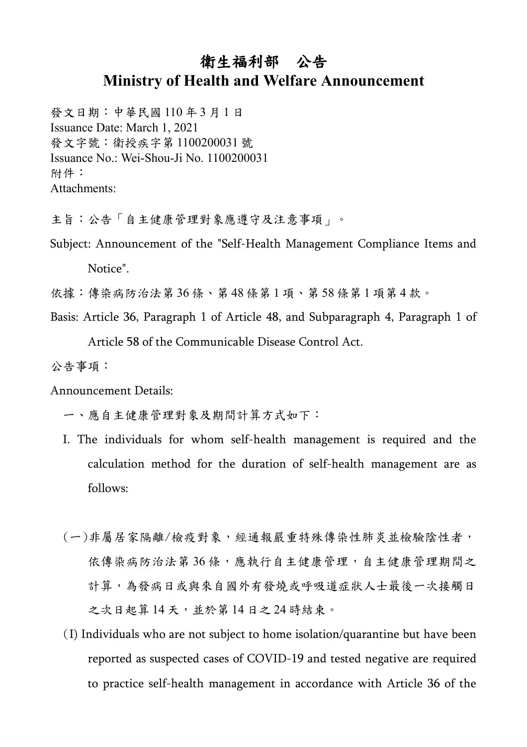# 衛生福利部　公告

# Ministry of Health and Welfare Announcement

發文日期：中華民國 110 年 3 月 1 日
Issuance Date: March 1, 2021
發文字號：衛授疾字第 1100200031 號
Issuance No.: Wei-Shou-Ji No. 1100200031
附件：
Attachments:

主旨：公告「自主健康管理對象應遵守及注意事項」。

Subject: Announcement of the "Self-Health Management Compliance Items and Notice".

依據：傳染病防治法第 36 條、第 48 條第 1 項、第 58 條第 1 項第 4 款。

Basis: Article 36, Paragraph 1 of Article 48, and Subparagraph 4, Paragraph 1 of Article 58 of the Communicable Disease Control Act.

公告事項：

Announcement Details:

一、應自主健康管理對象及期間計算方式如下：

I. The individuals for whom self-health management is required and the calculation method for the duration of self-health management are as follows:

(一)非屬居家隔離/檢疫對象，經通報嚴重特殊傳染性肺炎並檢驗陰性者，依傳染病防治法第 36 條，應執行自主健康管理，自主健康管理期間之計算，為發病日或與來自國外有發燒或呼吸道症狀人士最後一次接觸日之次日起算 14 天，並於第 14 日之 24 時結束。

(I) Individuals who are not subject to home isolation/quarantine but have been reported as suspected cases of COVID-19 and tested negative are required to practice self-health management in accordance with Article 36 of the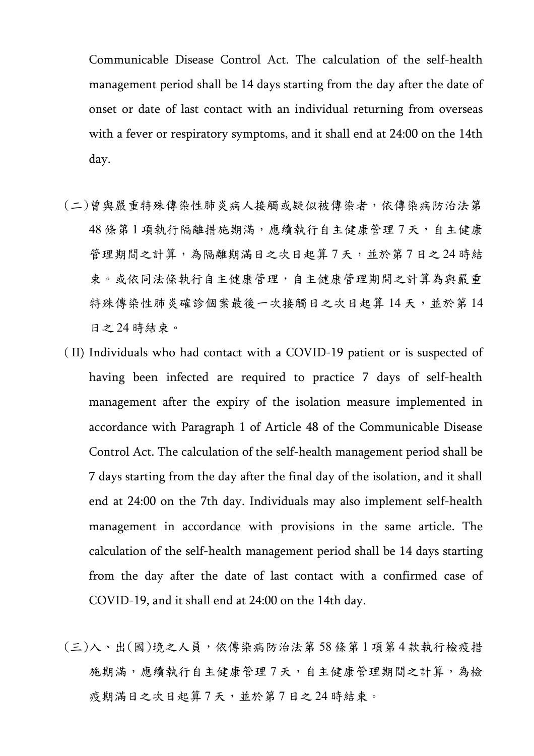Communicable Disease Control Act. The calculation of the self-health management period shall be 14 days starting from the day after the date of onset or date of last contact with an individual returning from overseas with a fever or respiratory symptoms, and it shall end at 24:00 on the 14th day.

(二)曾與嚴重特殊傳染性肺炎病人接觸或疑似被傳染者，依傳染病防治法第 48 條第 1 項執行隔離措施期滿，應續執行自主健康管理 7 天，自主健康管理期間之計算，為隔離期滿日之次日起算 7 天，並於第 7 日之 24 時結束。或依同法條執行自主健康管理，自主健康管理期間之計算為與嚴重特殊傳染性肺炎確診個案最後一次接觸日之次日起算 14 天，並於第 14 日之 24 時結束。

(II) Individuals who had contact with a COVID-19 patient or is suspected of having been infected are required to practice 7 days of self-health management after the expiry of the isolation measure implemented in accordance with Paragraph 1 of Article 48 of the Communicable Disease Control Act. The calculation of the self-health management period shall be 7 days starting from the day after the final day of the isolation, and it shall end at 24:00 on the 7th day. Individuals may also implement self-health management in accordance with provisions in the same article. The calculation of the self-health management period shall be 14 days starting from the day after the date of last contact with a confirmed case of COVID-19, and it shall end at 24:00 on the 14th day.

(三)入、出(國)境之人員，依傳染病防治法第 58 條第 1 項第 4 款執行檢疫措施期滿，應續執行自主健康管理 7 天，自主健康管理期間之計算，為檢疫期滿日之次日起算 7 天，並於第 7 日之 24 時結束。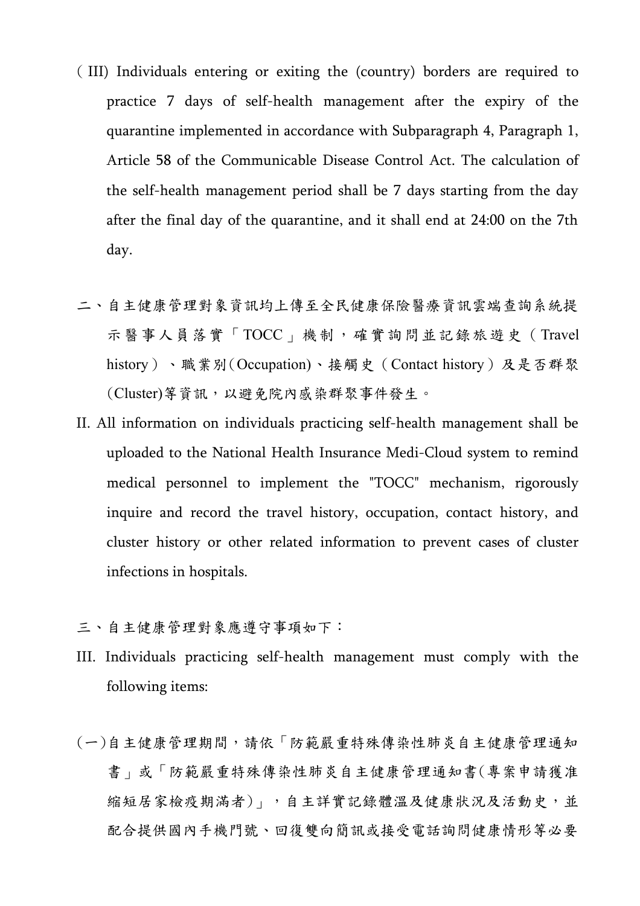( III) Individuals entering or exiting the (country) borders are required to practice 7 days of self-health management after the expiry of the quarantine implemented in accordance with Subparagraph 4, Paragraph 1, Article 58 of the Communicable Disease Control Act. The calculation of the self-health management period shall be 7 days starting from the day after the final day of the quarantine, and it shall end at 24:00 on the 7th day.

二、自主健康管理對象資訊均上傳至全民健康保險醫療資訊雲端查詢系統提示醫事人員落實「TOCC」機制，確實詢問並記錄旅遊史（Travel history）、職業別(Occupation)、接觸史（Contact history）及是否群聚(Cluster)等資訊，以避免院內感染群聚事件發生。

II. All information on individuals practicing self-health management shall be uploaded to the National Health Insurance Medi-Cloud system to remind medical personnel to implement the "TOCC" mechanism, rigorously inquire and record the travel history, occupation, contact history, and cluster history or other related information to prevent cases of cluster infections in hospitals.

三、自主健康管理對象應遵守事項如下：

III. Individuals practicing self-health management must comply with the following items:

(一)自主健康管理期間，請依「防範嚴重特殊傳染性肺炎自主健康管理通知書」或「防範嚴重特殊傳染性肺炎自主健康管理通知書(專案申請獲准縮短居家檢疫期滿者)」，自主詳實記錄體溫及健康狀況及活動史，並配合提供國內手機門號、回復雙向簡訊或接受電話詢問健康情形等必要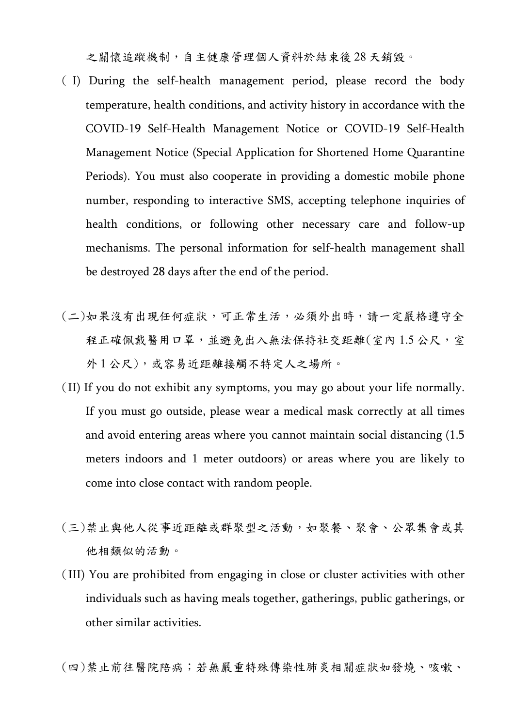之關懷追蹤機制，自主健康管理個人資料於結束後 28 天銷毀。

( I) During the self-health management period, please record the body temperature, health conditions, and activity history in accordance with the COVID-19 Self-Health Management Notice or COVID-19 Self-Health Management Notice (Special Application for Shortened Home Quarantine Periods). You must also cooperate in providing a domestic mobile phone number, responding to interactive SMS, accepting telephone inquiries of health conditions, or following other necessary care and follow-up mechanisms. The personal information for self-health management shall be destroyed 28 days after the end of the period.

(二)如果沒有出現任何症狀，可正常生活，必須外出時，請一定嚴格遵守全程正確佩戴醫用口罩，並避免出入無法保持社交距離(室內 1.5 公尺，室外 1 公尺)，或容易近距離接觸不特定人之場所。

(II) If you do not exhibit any symptoms, you may go about your life normally. If you must go outside, please wear a medical mask correctly at all times and avoid entering areas where you cannot maintain social distancing (1.5 meters indoors and 1 meter outdoors) or areas where you are likely to come into close contact with random people.

(三)禁止與他人從事近距離或群聚型之活動，如聚餐、聚會、公眾集會或其他相類似的活動。

(III) You are prohibited from engaging in close or cluster activities with other individuals such as having meals together, gatherings, public gatherings, or other similar activities.

(四)禁止前往醫院陪病；若無嚴重特殊傳染性肺炎相關症狀如發燒、咳嗽、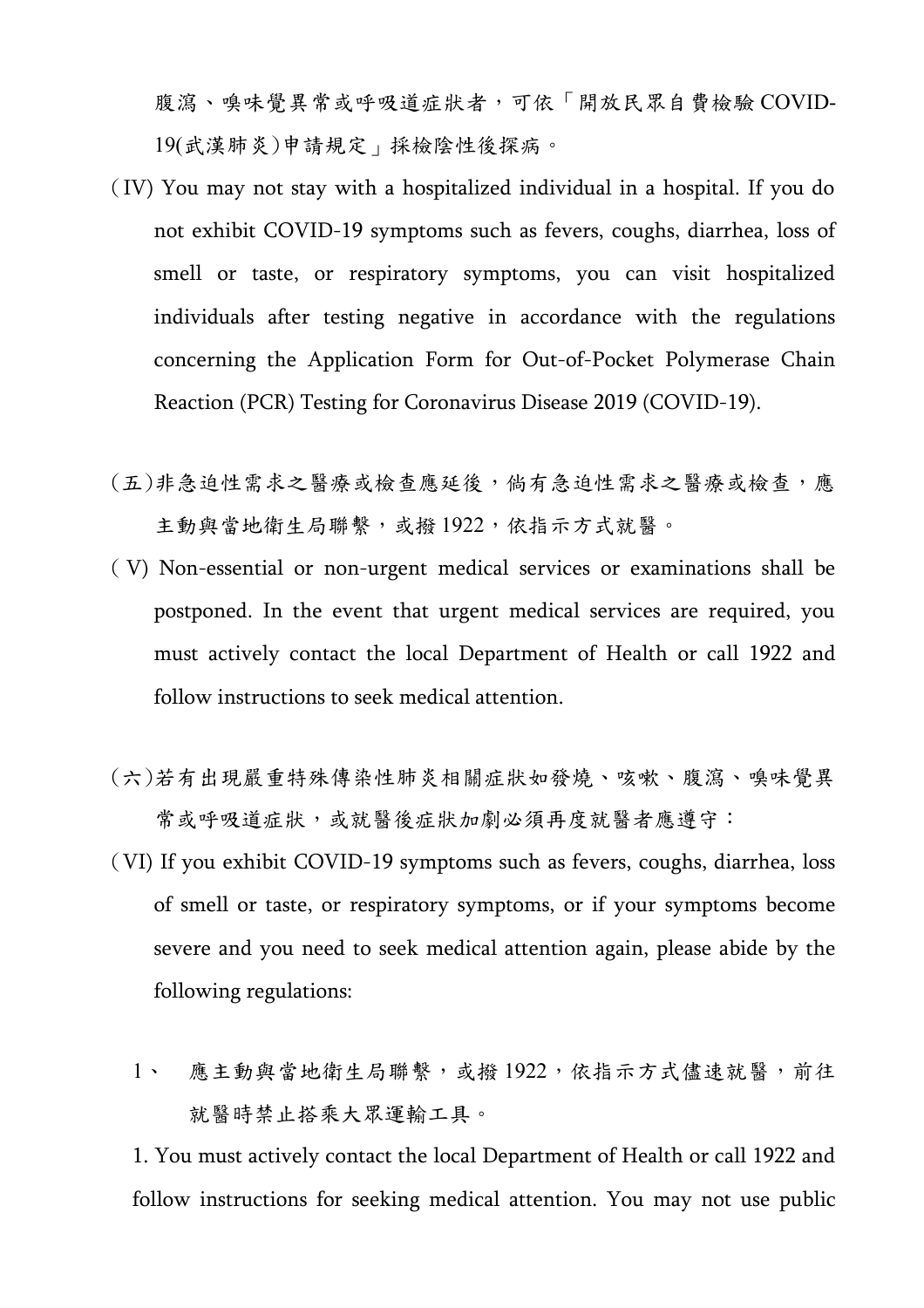腹瀉、嗅味覺異常或呼吸道症狀者，可依「開放民眾自費檢驗 COVID-19(武漢肺炎)申請規定」採檢陰性後探病。

(IV) You may not stay with a hospitalized individual in a hospital. If you do not exhibit COVID-19 symptoms such as fevers, coughs, diarrhea, loss of smell or taste, or respiratory symptoms, you can visit hospitalized individuals after testing negative in accordance with the regulations concerning the Application Form for Out-of-Pocket Polymerase Chain Reaction (PCR) Testing for Coronavirus Disease 2019 (COVID-19).

(五)非急迫性需求之醫療或檢查應延後，倘有急迫性需求之醫療或檢查，應主動與當地衛生局聯繫，或撥 1922，依指示方式就醫。

(V) Non-essential or non-urgent medical services or examinations shall be postponed. In the event that urgent medical services are required, you must actively contact the local Department of Health or call 1922 and follow instructions to seek medical attention.

(六)若有出現嚴重特殊傳染性肺炎相關症狀如發燒、咳嗽、腹瀉、嗅味覺異常或呼吸道症狀，或就醫後症狀加劇必須再度就醫者應遵守：

(VI) If you exhibit COVID-19 symptoms such as fevers, coughs, diarrhea, loss of smell or taste, or respiratory symptoms, or if your symptoms become severe and you need to seek medical attention again, please abide by the following regulations:

1、 應主動與當地衛生局聯繫，或撥 1922，依指示方式儘速就醫，前往就醫時禁止搭乘大眾運輸工具。

1. You must actively contact the local Department of Health or call 1922 and follow instructions for seeking medical attention. You may not use public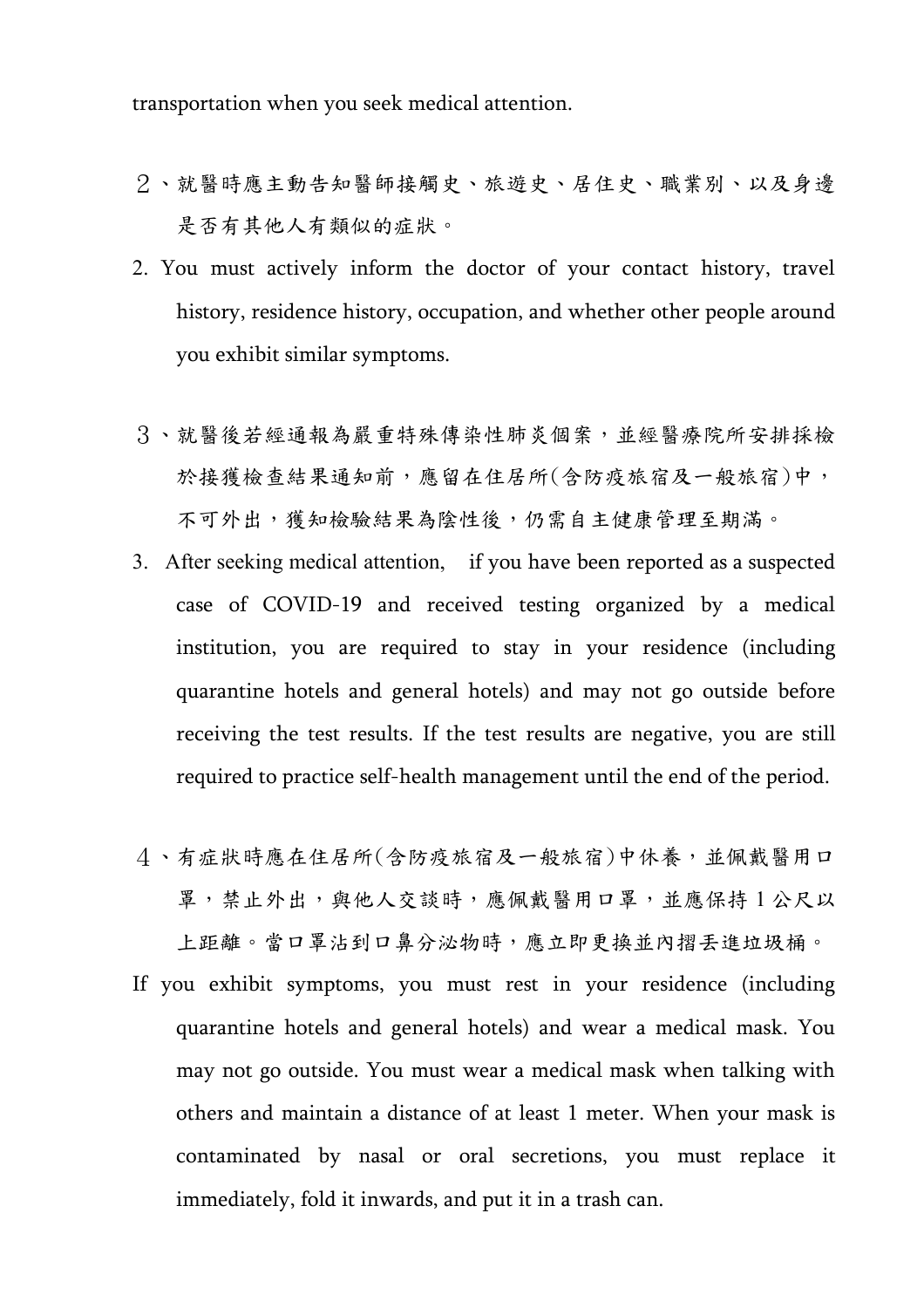transportation when you seek medical attention.

２、就醫時應主動告知醫師接觸史、旅遊史、居住史、職業別、以及身邊是否有其他人有類似的症狀。

2. You must actively inform the doctor of your contact history, travel history, residence history, occupation, and whether other people around you exhibit similar symptoms.

３、就醫後若經通報為嚴重特殊傳染性肺炎個案，並經醫療院所安排採檢於接獲檢查結果通知前，應留在住居所(含防疫旅宿及一般旅宿)中，不可外出，獲知檢驗結果為陰性後，仍需自主健康管理至期滿。

3. After seeking medical attention, if you have been reported as a suspected case of COVID-19 and received testing organized by a medical institution, you are required to stay in your residence (including quarantine hotels and general hotels) and may not go outside before receiving the test results. If the test results are negative, you are still required to practice self-health management until the end of the period.

４、有症狀時應在住居所(含防疫旅宿及一般旅宿)中休養，並佩戴醫用口罩，禁止外出，與他人交談時，應佩戴醫用口罩，並應保持 1 公尺以上距離。當口罩沾到口鼻分泌物時，應立即更換並內摺丟進垃圾桶。

If you exhibit symptoms, you must rest in your residence (including quarantine hotels and general hotels) and wear a medical mask. You may not go outside. You must wear a medical mask when talking with others and maintain a distance of at least 1 meter. When your mask is contaminated by nasal or oral secretions, you must replace it immediately, fold it inwards, and put it in a trash can.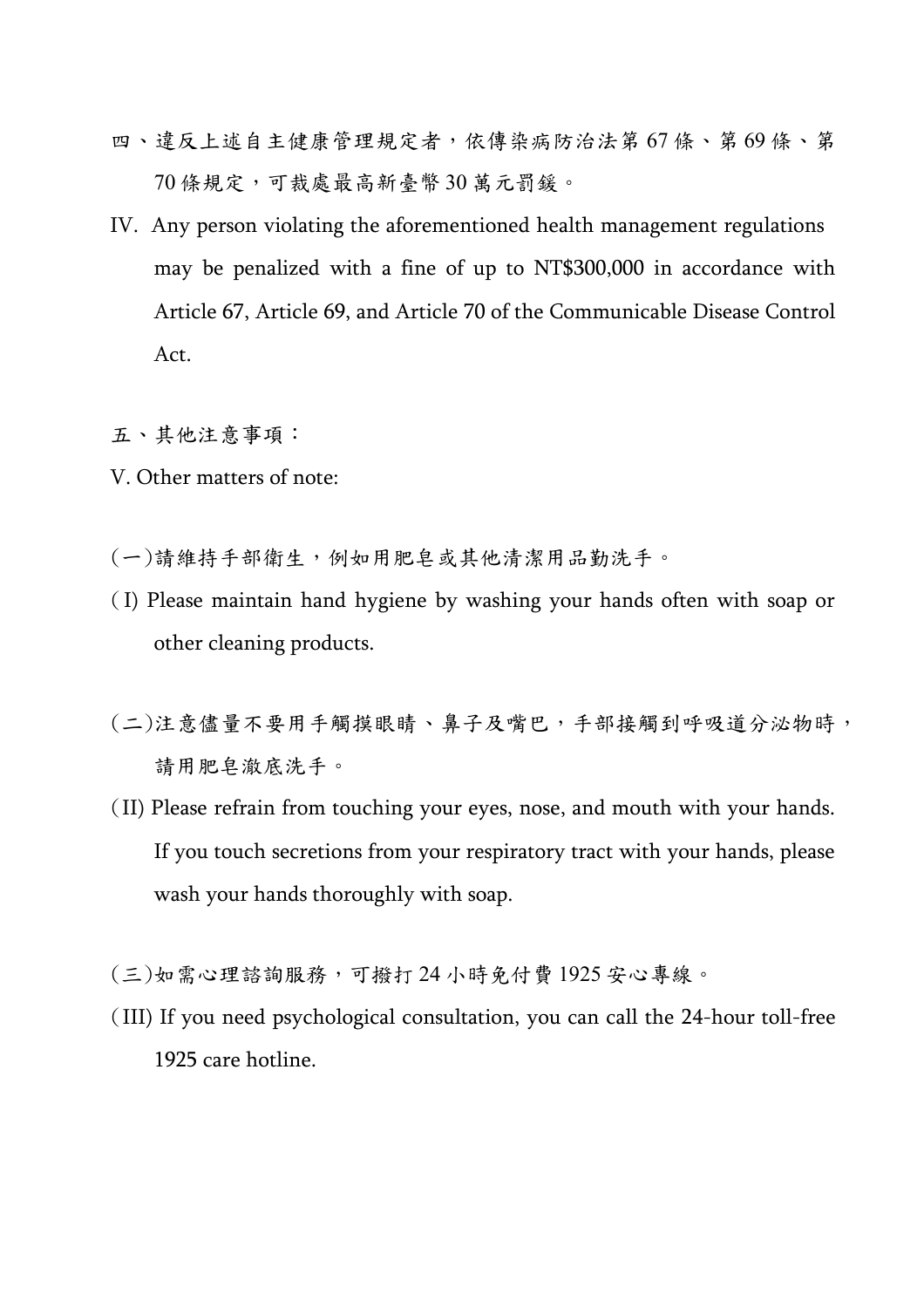四、違反上述自主健康管理規定者，依傳染病防治法第 67 條、第 69 條、第 70 條規定，可裁處最高新臺幣 30 萬元罰鍰。

IV. Any person violating the aforementioned health management regulations may be penalized with a fine of up to NT$300,000 in accordance with Article 67, Article 69, and Article 70 of the Communicable Disease Control Act.

五、其他注意事項：

V. Other matters of note:

(一)請維持手部衛生，例如用肥皂或其他清潔用品勤洗手。

(I) Please maintain hand hygiene by washing your hands often with soap or other cleaning products.

(二)注意儘量不要用手觸摸眼睛、鼻子及嘴巴，手部接觸到呼吸道分泌物時，請用肥皂澈底洗手。

(II) Please refrain from touching your eyes, nose, and mouth with your hands. If you touch secretions from your respiratory tract with your hands, please wash your hands thoroughly with soap.

(三)如需心理諮詢服務，可撥打 24 小時免付費 1925 安心專線。

(III) If you need psychological consultation, you can call the 24-hour toll-free 1925 care hotline.